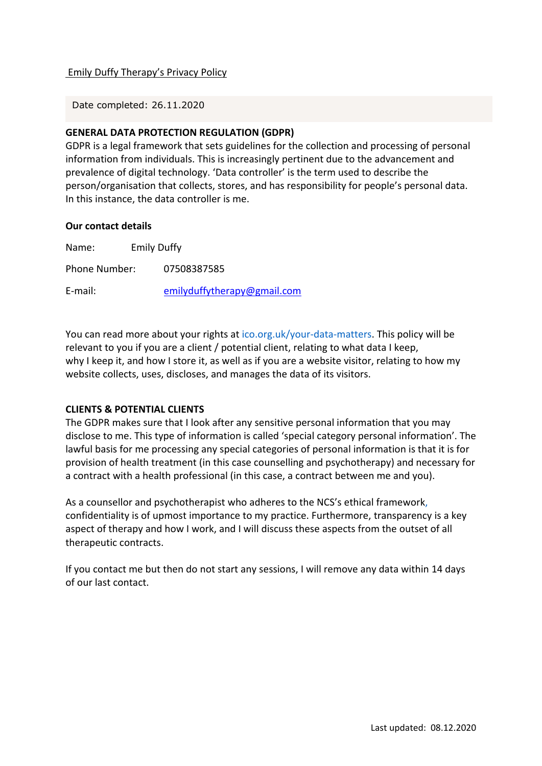Emily Duffy Therapy's Privacy Policy

Date completed: 26.11.2020

## GENERAL DATA PROTECTION REGULATION (GDPR)

GDPR is a legal framework that sets guidelines for the collection and processing of personal information from individuals. This is increasingly pertinent due to the advancement and prevalence of digital technology. 'Data controller' is the term used to describe the person/organisation that collects, stores, and has responsibility for people's personal data. In this instance, the data controller is me.

### Our contact details

Name: Emily Duffy

Phone Number: 07508387585

E-mail: emilyduffytherapy@gmail.com

You can read more about your rights at ico.org.uk/your-data-matters. This policy will be relevant to you if you are a client / potential client, relating to what data I keep, why I keep it, and how I store it, as well as if you are a website visitor, relating to how my website collects, uses, discloses, and manages the data of its visitors.

## CLIENTS & POTENTIAL CLIENTS

The GDPR makes sure that I look after any sensitive personal information that you may disclose to me. This type of information is called 'special category personal information'. The lawful basis for me processing any special categories of personal information is that it is for provision of health treatment (in this case counselling and psychotherapy) and necessary for a contract with a health professional (in this case, a contract between me and you).

As a counsellor and psychotherapist who adheres to the NCS's ethical framework, confidentiality is of upmost importance to my practice. Furthermore, transparency is a key aspect of therapy and how I work, and I will discuss these aspects from the outset of all therapeutic contracts.

If you contact me but then do not start any sessions, I will remove any data within 14 days of our last contact.

Last updated: 08.12.2020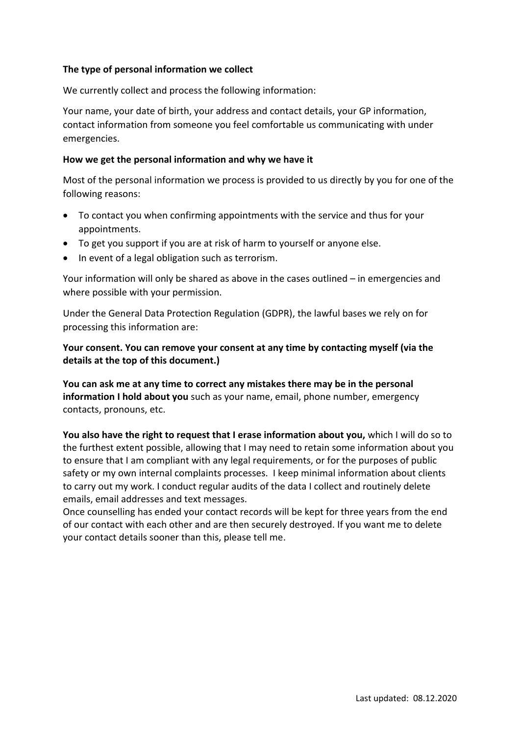**The type of personal information we collect**

We currently collect and process the following information:

Your name, your date of birth, your address and contact details, your GP information, contact information from someone you feel comfortable us communicating with under emergencies.

**How we get the personal information and why we have it**

Most of the personal information we process is provided to us directly by you for one of the following reasons:

- To contact you when confirming appointments with the service and thus for your appointments.
- To get you support if you are at risk of harm to yourself or anyone else.
- In event of a legal obligation such as terrorism.

Your information will only be shared as above in the cases outlined – in emergencies and where possible with your permission.

Under the General Data Protection Regulation (GDPR), the lawful bases we rely on for processing this information are:

**Your consent. You can remove your consent at any time by contacting myself (via the details at the top of this document.)**

**You can ask me at any time to correct any mistakes there may be in the personal information I hold about you** such as your name, email, phone number, emergency contacts, pronouns, etc.

**You also have the right to request that I erase information about you,** which I will do so to the furthest extent possible, allowing that I may need to retain some information about you to ensure that I am compliant with any legal requirements, or for the purposes of public safety or my own internal complaints processes. I keep minimal information about clients to carry out my work. I conduct regular audits of the data I collect and routinely delete emails, email addresses and text messages.
Once counselling has ended your contact records will be kept for three years from the end of our contact with each other and are then securely destroyed. If you want me to delete your contact details sooner than this, please tell me.

Last updated: 08.12.2020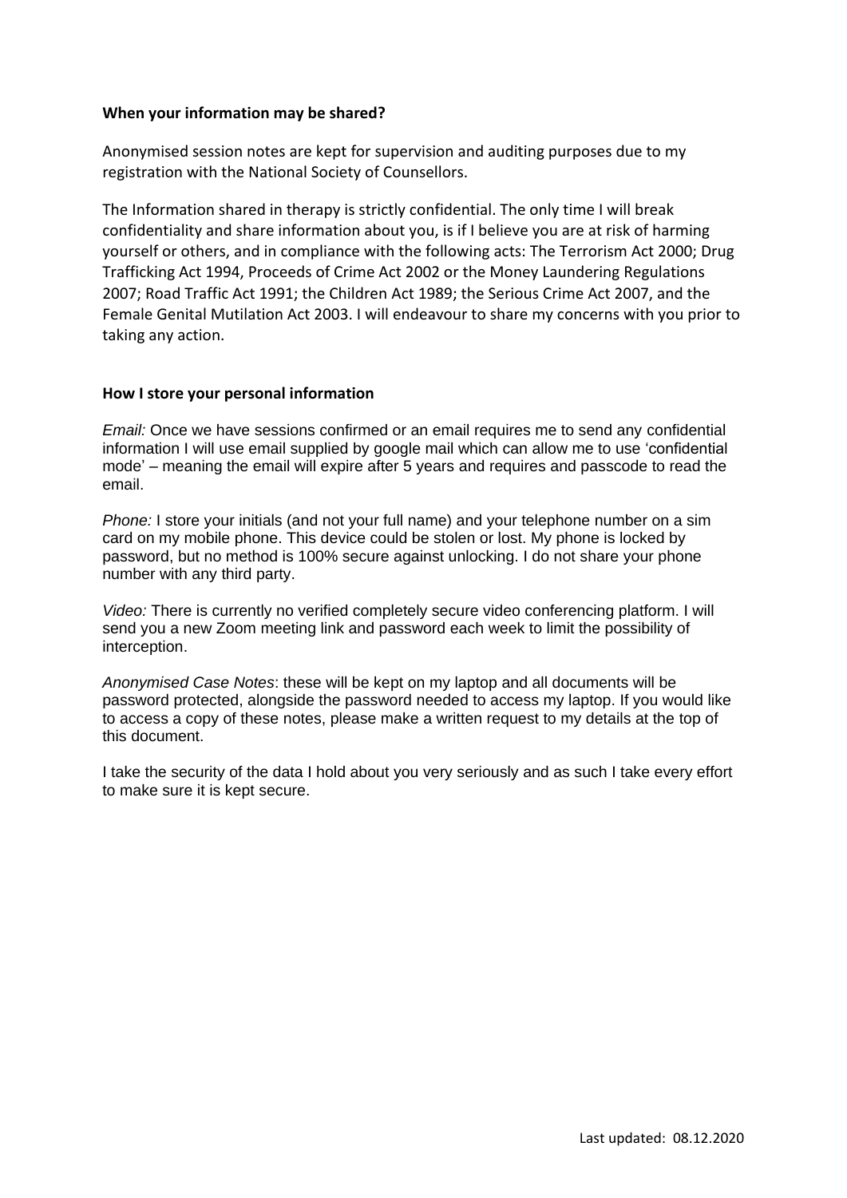**When your information may be shared?**

Anonymised session notes are kept for supervision and auditing purposes due to my registration with the National Society of Counsellors.

The Information shared in therapy is strictly confidential. The only time I will break confidentiality and share information about you, is if I believe you are at risk of harming yourself or others, and in compliance with the following acts: The Terrorism Act 2000; Drug Trafficking Act 1994, Proceeds of Crime Act 2002 or the Money Laundering Regulations 2007; Road Traffic Act 1991; the Children Act 1989; the Serious Crime Act 2007, and the Female Genital Mutilation Act 2003. I will endeavour to share my concerns with you prior to taking any action.

**How I store your personal information**

*Email:* Once we have sessions confirmed or an email requires me to send any confidential information I will use email supplied by google mail which can allow me to use 'confidential mode' – meaning the email will expire after 5 years and requires and passcode to read the email.

*Phone:* I store your initials (and not your full name) and your telephone number on a sim card on my mobile phone. This device could be stolen or lost. My phone is locked by password, but no method is 100% secure against unlocking. I do not share your phone number with any third party.

*Video:* There is currently no verified completely secure video conferencing platform. I will send you a new Zoom meeting link and password each week to limit the possibility of interception.

*Anonymised Case Notes*: these will be kept on my laptop and all documents will be password protected, alongside the password needed to access my laptop. If you would like to access a copy of these notes, please make a written request to my details at the top of this document.

I take the security of the data I hold about you very seriously and as such I take every effort to make sure it is kept secure.

Last updated: 08.12.2020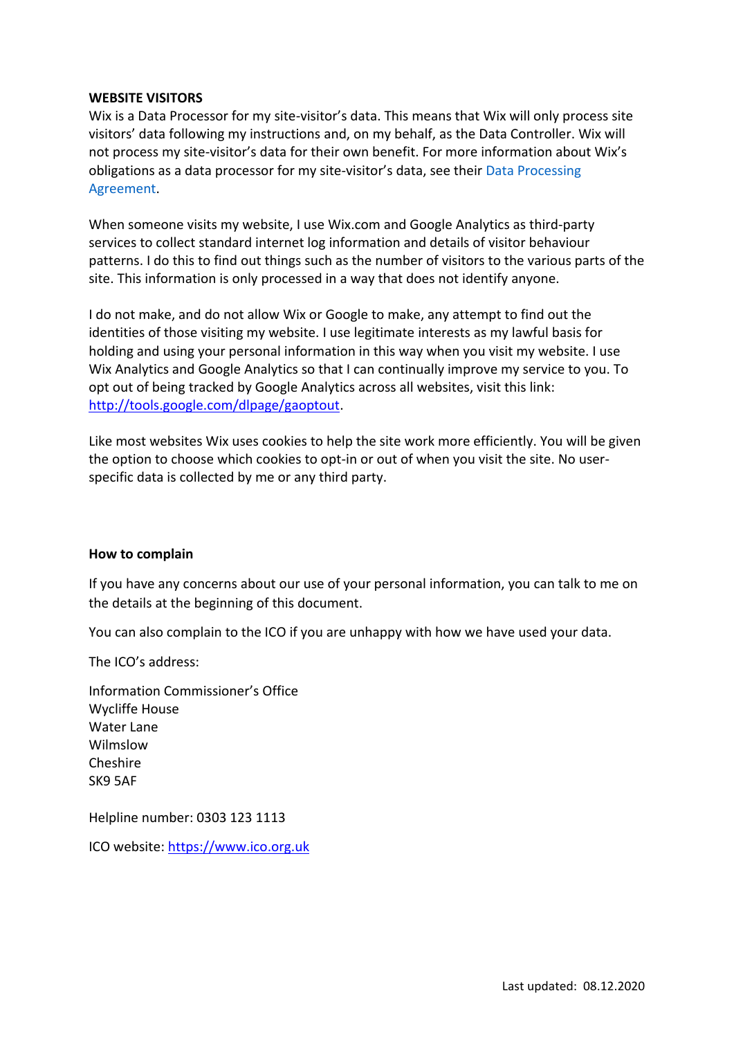**WEBSITE VISITORS**

Wix is a Data Processor for my site-visitor's data. This means that Wix will only process site visitors' data following my instructions and, on my behalf, as the Data Controller. Wix will not process my site-visitor's data for their own benefit. For more information about Wix's obligations as a data processor for my site-visitor's data, see their Data Processing Agreement.

When someone visits my website, I use Wix.com and Google Analytics as third-party services to collect standard internet log information and details of visitor behaviour patterns. I do this to find out things such as the number of visitors to the various parts of the site. This information is only processed in a way that does not identify anyone.

I do not make, and do not allow Wix or Google to make, any attempt to find out the identities of those visiting my website. I use legitimate interests as my lawful basis for holding and using your personal information in this way when you visit my website. I use Wix Analytics and Google Analytics so that I can continually improve my service to you. To opt out of being tracked by Google Analytics across all websites, visit this link: http://tools.google.com/dlpage/gaoptout.

Like most websites Wix uses cookies to help the site work more efficiently. You will be given the option to choose which cookies to opt-in or out of when you visit the site. No user-specific data is collected by me or any third party.

**How to complain**

If you have any concerns about our use of your personal information, you can talk to me on the details at the beginning of this document.

You can also complain to the ICO if you are unhappy with how we have used your data.

The ICO's address:

Information Commissioner's Office
Wycliffe House
Water Lane
Wilmslow
Cheshire
SK9 5AF

Helpline number: 0303 123 1113

ICO website: https://www.ico.org.uk

Last updated: 08.12.2020